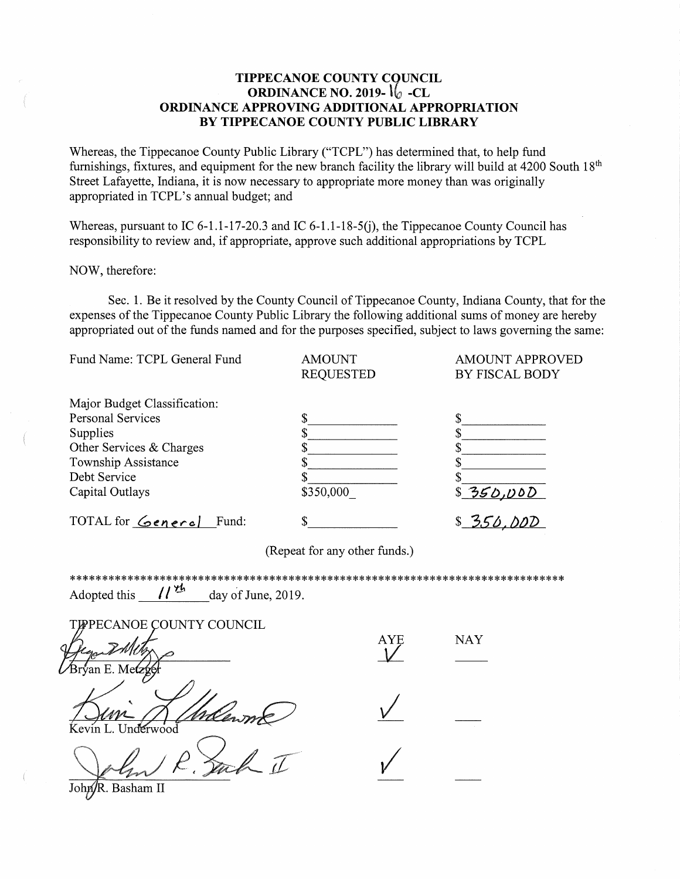# TIPPECANOE COUNTY COUNCIL
# ORDINANCE NO. 2019-16 -CL
# ORDINANCE APPROVING ADDITIONAL APPROPRIATION BY TIPPECANOE COUNTY PUBLIC LIBRARY

Whereas, the Tippecanoe County Public Library ("TCPL") has determined that, to help fund furnishings, fixtures, and equipment for the new branch facility the library will build at 4200 South 18th Street Lafayette, Indiana, it is now necessary to appropriate more money than was originally appropriated in TCPL's annual budget; and

Whereas, pursuant to IC 6-1.1-17-20.3 and IC 6-1.1-18-5(j), the Tippecanoe County Council has responsibility to review and, if appropriate, approve such additional appropriations by TCPL

NOW, therefore:

Sec. 1. Be it resolved by the County Council of Tippecanoe County, Indiana County, that for the expenses of the Tippecanoe County Public Library the following additional sums of money are hereby appropriated out of the funds named and for the purposes specified, subject to laws governing the same:

| Fund Name: TCPL General Fund | AMOUNT REQUESTED | AMOUNT APPROVED BY FISCAL BODY |
|---|---|---|
| Major Budget Classification: | | |
| Personal Services | $ | $ |
| Supplies | $ | $ |
| Other Services & Charges | $ | $ |
| Township Assistance | $ | $ |
| Debt Service | $ | $ |
| Capital Outlays | $350,000 | $ 350,000 |
| TOTAL for General Fund: | $ | $ 350,000 |

(Repeat for any other funds.)

---

Adopted this 11th day of June, 2019.

TIPPECANOE COUNTY COUNCIL

| | AYE | NAY |
|---|---|---|
| Bryan E. Metzger | ✓ | |
| Kevin L. Underwood | ✓ | |
| John R. Basham II | ✓ | |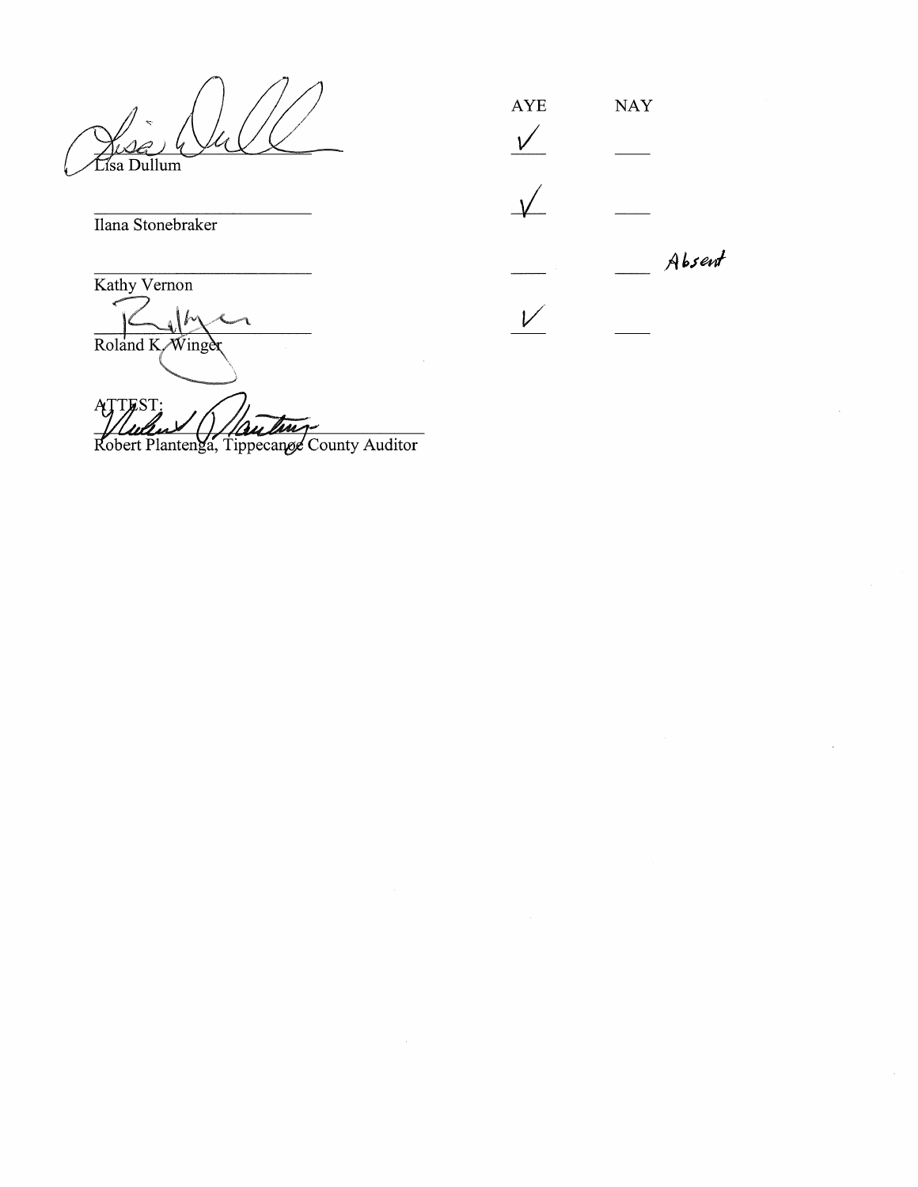| | AYE | NAY | |
|---|---|---|---|
| Lisa Dullum | ✓ | | |
| Ilana Stonebraker | ✓ | | |
| Kathy Vernon | | | Absent |
| Roland K. Winger | ✓ | | |

ATTEST:

Robert Plantenga, Tippecanoe County Auditor